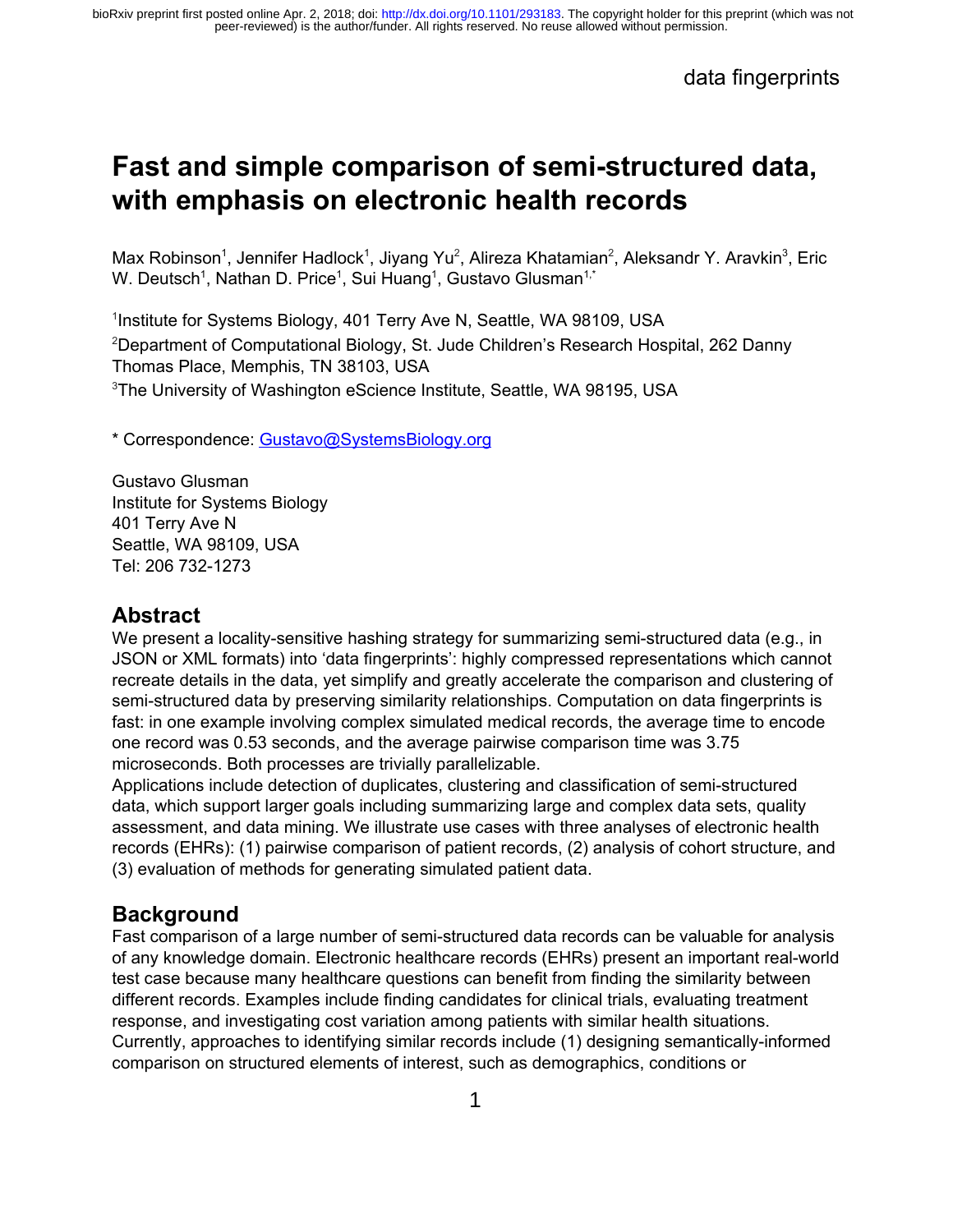# Fast and simple comparison of semi-structured data, with emphasis on electronic health records

Max Robinson[1], Jennifer Hadlock[1], Jiyang Yu[2], Alireza Khatamian[2], Aleksandr Y. Aravkin[3], Eric W. Deutsch[1], Nathan D. Price[1], Sui Huang[1], Gustavo Glusman[1,*]

[1]Institute for Systems Biology, 401 Terry Ave N, Seattle, WA 98109, USA

[2]Department of Computational Biology, St. Jude Children's Research Hospital, 262 Danny Thomas Place, Memphis, TN 38103, USA

[3]The University of Washington eScience Institute, Seattle, WA 98195, USA

\* Correspondence: Gustavo@SystemsBiology.org

Gustavo Glusman
Institute for Systems Biology
401 Terry Ave N
Seattle, WA 98109, USA
Tel: 206 732-1273

## Abstract

We present a locality-sensitive hashing strategy for summarizing semi-structured data (e.g., in JSON or XML formats) into 'data fingerprints': highly compressed representations which cannot recreate details in the data, yet simplify and greatly accelerate the comparison and clustering of semi-structured data by preserving similarity relationships. Computation on data fingerprints is fast: in one example involving complex simulated medical records, the average time to encode one record was 0.53 seconds, and the average pairwise comparison time was 3.75 microseconds. Both processes are trivially parallelizable.

Applications include detection of duplicates, clustering and classification of semi-structured data, which support larger goals including summarizing large and complex data sets, quality assessment, and data mining. We illustrate use cases with three analyses of electronic health records (EHRs): (1) pairwise comparison of patient records, (2) analysis of cohort structure, and (3) evaluation of methods for generating simulated patient data.

## Background

Fast comparison of a large number of semi-structured data records can be valuable for analysis of any knowledge domain. Electronic healthcare records (EHRs) present an important real-world test case because many healthcare questions can benefit from finding the similarity between different records. Examples include finding candidates for clinical trials, evaluating treatment response, and investigating cost variation among patients with similar health situations. Currently, approaches to identifying similar records include (1) designing semantically-informed comparison on structured elements of interest, such as demographics, conditions or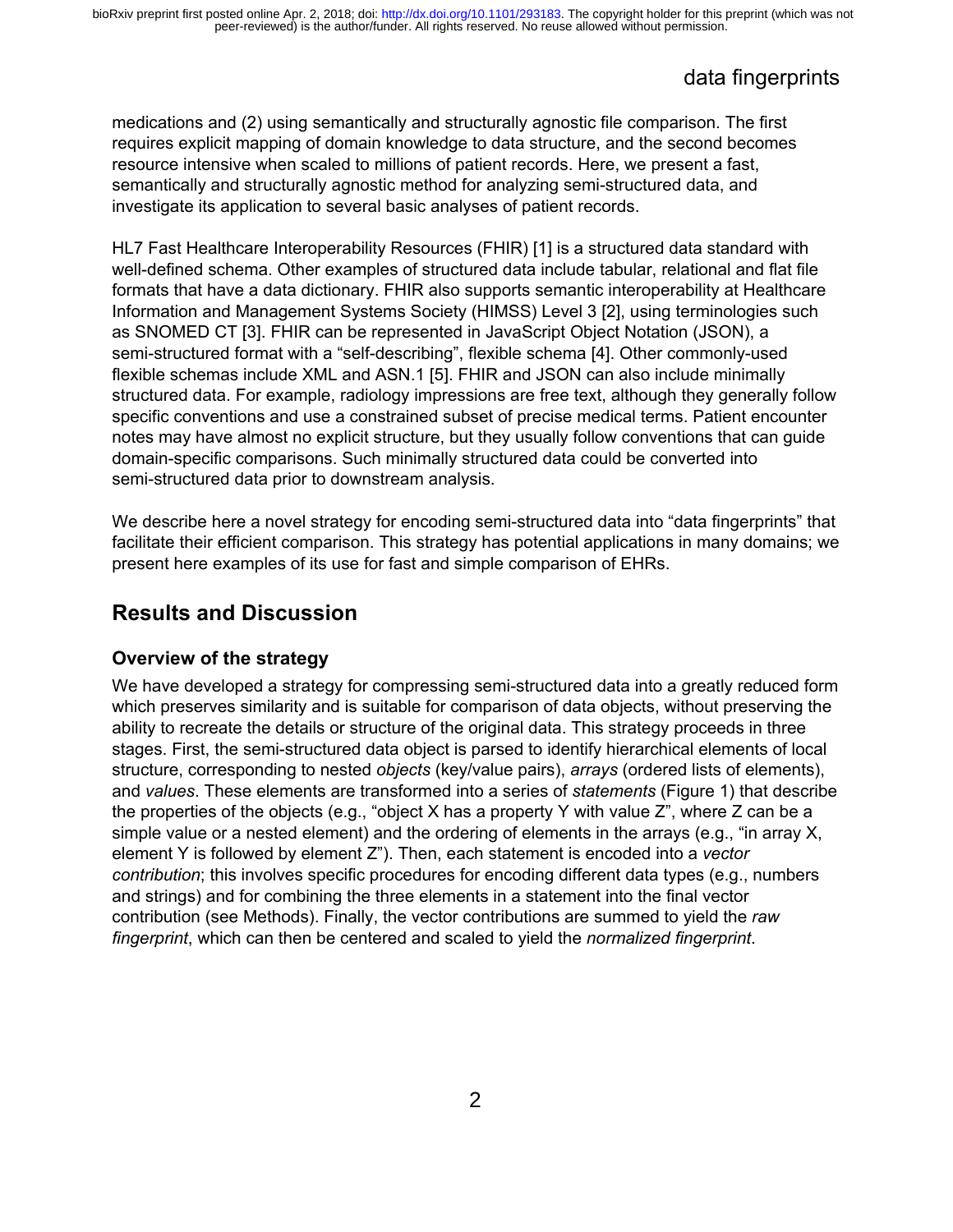medications and (2) using semantically and structurally agnostic file comparison. The first requires explicit mapping of domain knowledge to data structure, and the second becomes resource intensive when scaled to millions of patient records. Here, we present a fast, semantically and structurally agnostic method for analyzing semi-structured data, and investigate its application to several basic analyses of patient records.

HL7 Fast Healthcare Interoperability Resources (FHIR) [1] is a structured data standard with well-defined schema. Other examples of structured data include tabular, relational and flat file formats that have a data dictionary. FHIR also supports semantic interoperability at Healthcare Information and Management Systems Society (HIMSS) Level 3 [2], using terminologies such as SNOMED CT [3]. FHIR can be represented in JavaScript Object Notation (JSON), a semi-structured format with a "self-describing", flexible schema [4]. Other commonly-used flexible schemas include XML and ASN.1 [5]. FHIR and JSON can also include minimally structured data. For example, radiology impressions are free text, although they generally follow specific conventions and use a constrained subset of precise medical terms. Patient encounter notes may have almost no explicit structure, but they usually follow conventions that can guide domain-specific comparisons. Such minimally structured data could be converted into semi-structured data prior to downstream analysis.

We describe here a novel strategy for encoding semi-structured data into "data fingerprints" that facilitate their efficient comparison. This strategy has potential applications in many domains; we present here examples of its use for fast and simple comparison of EHRs.

## Results and Discussion

### Overview of the strategy

We have developed a strategy for compressing semi-structured data into a greatly reduced form which preserves similarity and is suitable for comparison of data objects, without preserving the ability to recreate the details or structure of the original data. This strategy proceeds in three stages. First, the semi-structured data object is parsed to identify hierarchical elements of local structure, corresponding to nested *objects* (key/value pairs), *arrays* (ordered lists of elements), and *values*. These elements are transformed into a series of *statements* (Figure 1) that describe the properties of the objects (e.g., "object X has a property Y with value Z", where Z can be a simple value or a nested element) and the ordering of elements in the arrays (e.g., "in array X, element Y is followed by element Z"). Then, each statement is encoded into a *vector contribution*; this involves specific procedures for encoding different data types (e.g., numbers and strings) and for combining the three elements in a statement into the final vector contribution (see Methods). Finally, the vector contributions are summed to yield the *raw fingerprint*, which can then be centered and scaled to yield the *normalized fingerprint*.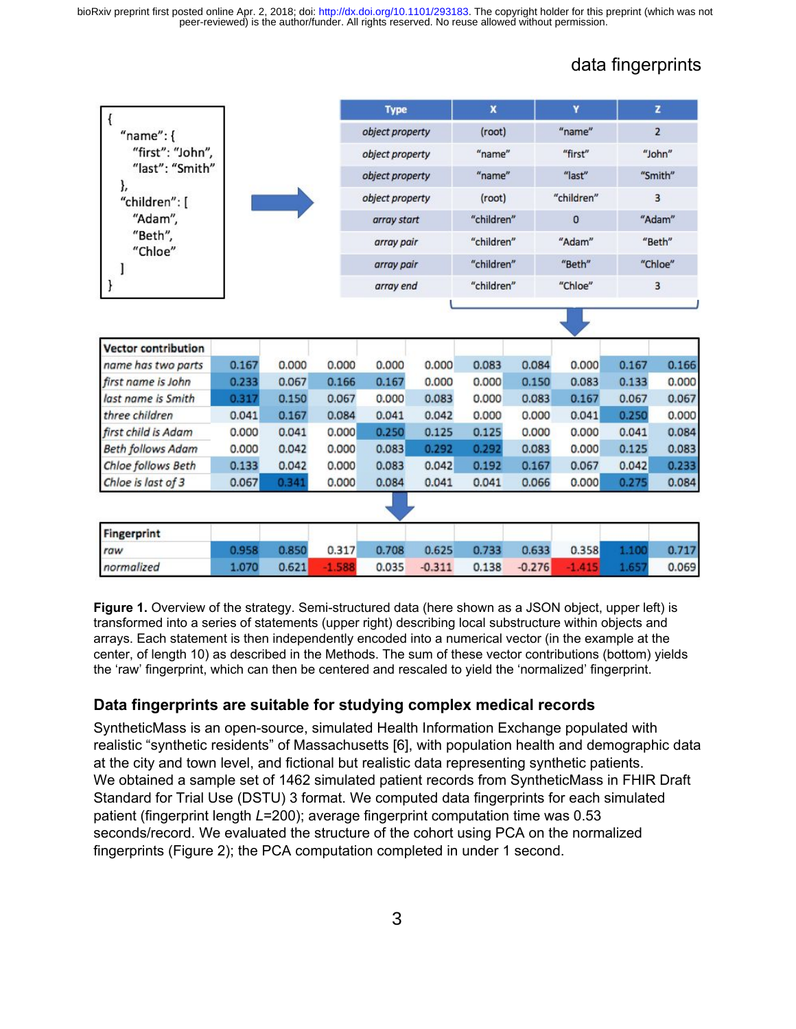| Type | X | Y | Z |
|---|---|---|---|
| object property | (root) | "name" | 2 |
| object property | "name" | "first" | "John" |
| object property | "name" | "last" | "Smith" |
| object property | (root) | "children" | 3 |
| array start | "children" | 0 | "Adam" |
| array pair | "children" | "Adam" | "Beth" |
| array pair | "children" | "Beth" | "Chloe" |
| array end | "children" | "Chloe" | 3 |

```
{
  "name": {
    "first": "John",
    "last": "Smith"
  },
  "children": [
    "Adam",
    "Beth",
    "Chloe"
  ]
}
```

| Vector contribution | | | | | | | | | | |
|---|---|---|---|---|---|---|---|---|---|---|
| name has two parts | 0.167 | 0.000 | 0.000 | 0.000 | 0.000 | 0.083 | 0.084 | 0.000 | 0.167 | 0.166 |
| first name is John | 0.233 | 0.067 | 0.166 | 0.167 | 0.000 | 0.000 | 0.150 | 0.083 | 0.133 | 0.000 |
| last name is Smith | 0.317 | 0.150 | 0.067 | 0.000 | 0.083 | 0.000 | 0.083 | 0.167 | 0.067 | 0.067 |
| three children | 0.041 | 0.167 | 0.084 | 0.041 | 0.042 | 0.000 | 0.000 | 0.041 | 0.250 | 0.000 |
| first child is Adam | 0.000 | 0.041 | 0.000 | 0.250 | 0.125 | 0.125 | 0.000 | 0.000 | 0.041 | 0.084 |
| Beth follows Adam | 0.000 | 0.042 | 0.000 | 0.083 | 0.292 | 0.292 | 0.083 | 0.000 | 0.125 | 0.083 |
| Chloe follows Beth | 0.133 | 0.042 | 0.000 | 0.083 | 0.042 | 0.192 | 0.167 | 0.067 | 0.042 | 0.233 |
| Chloe is last of 3 | 0.067 | 0.341 | 0.000 | 0.084 | 0.041 | 0.041 | 0.066 | 0.000 | 0.275 | 0.084 |

| Fingerprint | | | | | | | | | | |
|---|---|---|---|---|---|---|---|---|---|---|
| raw | 0.958 | 0.850 | 0.317 | 0.708 | 0.625 | 0.733 | 0.633 | 0.358 | 1.100 | 0.717 |
| normalized | 1.070 | 0.621 | -1.588 | 0.035 | -0.311 | 0.138 | -0.276 | -1.415 | 1.657 | 0.069 |

**Figure 1.** Overview of the strategy. Semi-structured data (here shown as a JSON object, upper left) is transformed into a series of statements (upper right) describing local substructure within objects and arrays. Each statement is then independently encoded into a numerical vector (in the example at the center, of length 10) as described in the Methods. The sum of these vector contributions (bottom) yields the 'raw' fingerprint, which can then be centered and rescaled to yield the 'normalized' fingerprint.

## Data fingerprints are suitable for studying complex medical records

SyntheticMass is an open-source, simulated Health Information Exchange populated with realistic "synthetic residents" of Massachusetts [6], with population health and demographic data at the city and town level, and fictional but realistic data representing synthetic patients. We obtained a sample set of 1462 simulated patient records from SyntheticMass in FHIR Draft Standard for Trial Use (DSTU) 3 format. We computed data fingerprints for each simulated patient (fingerprint length $L$=200); average fingerprint computation time was 0.53 seconds/record. We evaluated the structure of the cohort using PCA on the normalized fingerprints (Figure 2); the PCA computation completed in under 1 second.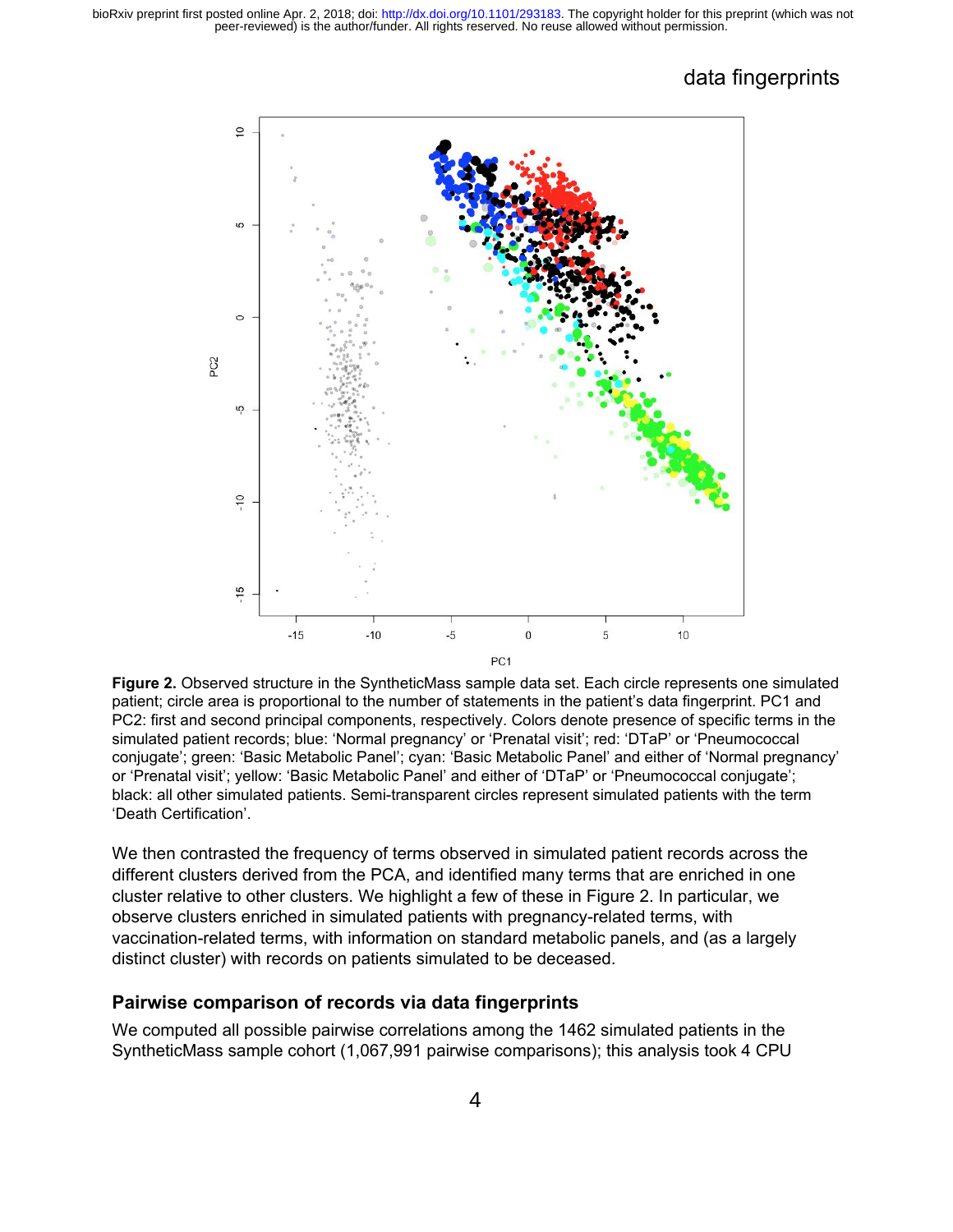**Figure 2.** Observed structure in the SyntheticMass sample data set. Each circle represents one simulated patient; circle area is proportional to the number of statements in the patient's data fingerprint. PC1 and PC2: first and second principal components, respectively. Colors denote presence of specific terms in the simulated patient records; blue: 'Normal pregnancy' or 'Prenatal visit'; red: 'DTaP' or 'Pneumococcal conjugate'; green: 'Basic Metabolic Panel'; cyan: 'Basic Metabolic Panel' and either of 'Normal pregnancy' or 'Prenatal visit'; yellow: 'Basic Metabolic Panel' and either of 'DTaP' or 'Pneumococcal conjugate'; black: all other simulated patients. Semi-transparent circles represent simulated patients with the term 'Death Certification'.

We then contrasted the frequency of terms observed in simulated patient records across the different clusters derived from the PCA, and identified many terms that are enriched in one cluster relative to other clusters. We highlight a few of these in Figure 2. In particular, we observe clusters enriched in simulated patients with pregnancy-related terms, with vaccination-related terms, with information on standard metabolic panels, and (as a largely distinct cluster) with records on patients simulated to be deceased.

## Pairwise comparison of records via data fingerprints

We computed all possible pairwise correlations among the 1462 simulated patients in the SyntheticMass sample cohort (1,067,991 pairwise comparisons); this analysis took 4 CPU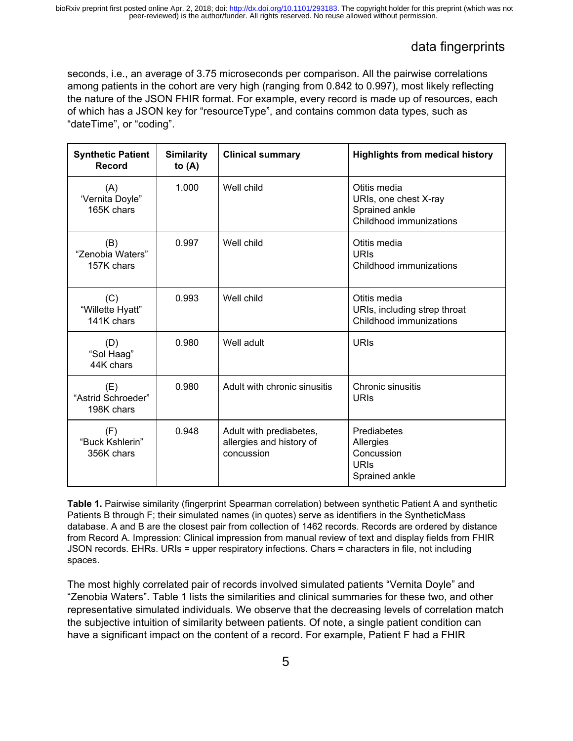seconds, i.e., an average of 3.75 microseconds per comparison. All the pairwise correlations among patients in the cohort are very high (ranging from 0.842 to 0.997), most likely reflecting the nature of the JSON FHIR format. For example, every record is made up of resources, each of which has a JSON key for "resourceType", and contains common data types, such as "dateTime", or "coding".

| Synthetic Patient Record | Similarity to (A) | Clinical summary | Highlights from medical history |
|---|---|---|---|
| (A) 'Vernita Doyle" 165K chars | 1.000 | Well child | Otitis media<br>URIs, one chest X-ray<br>Sprained ankle<br>Childhood immunizations |
| (B) "Zenobia Waters" 157K chars | 0.997 | Well child | Otitis media<br>URIs<br>Childhood immunizations |
| (C) "Willette Hyatt" 141K chars | 0.993 | Well child | Otitis media<br>URIs, including strep throat<br>Childhood immunizations |
| (D) "Sol Haag" 44K chars | 0.980 | Well adult | URIs |
| (E) "Astrid Schroeder" 198K chars | 0.980 | Adult with chronic sinusitis | Chronic sinusitis<br>URIs |
| (F) "Buck Kshlerin" 356K chars | 0.948 | Adult with prediabetes, allergies and history of concussion | Prediabetes<br>Allergies<br>Concussion<br>URIs<br>Sprained ankle |

**Table 1.** Pairwise similarity (fingerprint Spearman correlation) between synthetic Patient A and synthetic Patients B through F; their simulated names (in quotes) serve as identifiers in the SyntheticMass database. A and B are the closest pair from collection of 1462 records. Records are ordered by distance from Record A. Impression: Clinical impression from manual review of text and display fields from FHIR JSON records. EHRs. URIs = upper respiratory infections. Chars = characters in file, not including spaces.

The most highly correlated pair of records involved simulated patients "Vernita Doyle" and "Zenobia Waters". Table 1 lists the similarities and clinical summaries for these two, and other representative simulated individuals. We observe that the decreasing levels of correlation match the subjective intuition of similarity between patients. Of note, a single patient condition can have a significant impact on the content of a record. For example, Patient F had a FHIR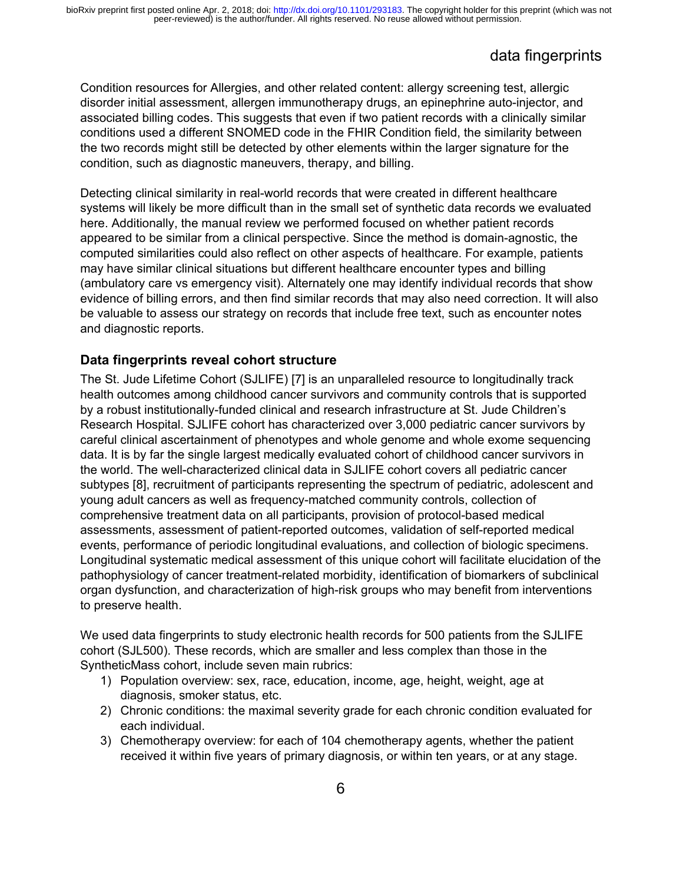Condition resources for Allergies, and other related content: allergy screening test, allergic disorder initial assessment, allergen immunotherapy drugs, an epinephrine auto-injector, and associated billing codes. This suggests that even if two patient records with a clinically similar conditions used a different SNOMED code in the FHIR Condition field, the similarity between the two records might still be detected by other elements within the larger signature for the condition, such as diagnostic maneuvers, therapy, and billing.

Detecting clinical similarity in real-world records that were created in different healthcare systems will likely be more difficult than in the small set of synthetic data records we evaluated here. Additionally, the manual review we performed focused on whether patient records appeared to be similar from a clinical perspective. Since the method is domain-agnostic, the computed similarities could also reflect on other aspects of healthcare. For example, patients may have similar clinical situations but different healthcare encounter types and billing (ambulatory care vs emergency visit). Alternately one may identify individual records that show evidence of billing errors, and then find similar records that may also need correction. It will also be valuable to assess our strategy on records that include free text, such as encounter notes and diagnostic reports.

### Data fingerprints reveal cohort structure

The St. Jude Lifetime Cohort (SJLIFE) [7] is an unparalleled resource to longitudinally track health outcomes among childhood cancer survivors and community controls that is supported by a robust institutionally-funded clinical and research infrastructure at St. Jude Children's Research Hospital. SJLIFE cohort has characterized over 3,000 pediatric cancer survivors by careful clinical ascertainment of phenotypes and whole genome and whole exome sequencing data. It is by far the single largest medically evaluated cohort of childhood cancer survivors in the world. The well-characterized clinical data in SJLIFE cohort covers all pediatric cancer subtypes [8], recruitment of participants representing the spectrum of pediatric, adolescent and young adult cancers as well as frequency-matched community controls, collection of comprehensive treatment data on all participants, provision of protocol-based medical assessments, assessment of patient-reported outcomes, validation of self-reported medical events, performance of periodic longitudinal evaluations, and collection of biologic specimens. Longitudinal systematic medical assessment of this unique cohort will facilitate elucidation of the pathophysiology of cancer treatment-related morbidity, identification of biomarkers of subclinical organ dysfunction, and characterization of high-risk groups who may benefit from interventions to preserve health.

We used data fingerprints to study electronic health records for 500 patients from the SJLIFE cohort (SJL500). These records, which are smaller and less complex than those in the SyntheticMass cohort, include seven main rubrics:

1) Population overview: sex, race, education, income, age, height, weight, age at diagnosis, smoker status, etc.
2) Chronic conditions: the maximal severity grade for each chronic condition evaluated for each individual.
3) Chemotherapy overview: for each of 104 chemotherapy agents, whether the patient received it within five years of primary diagnosis, or within ten years, or at any stage.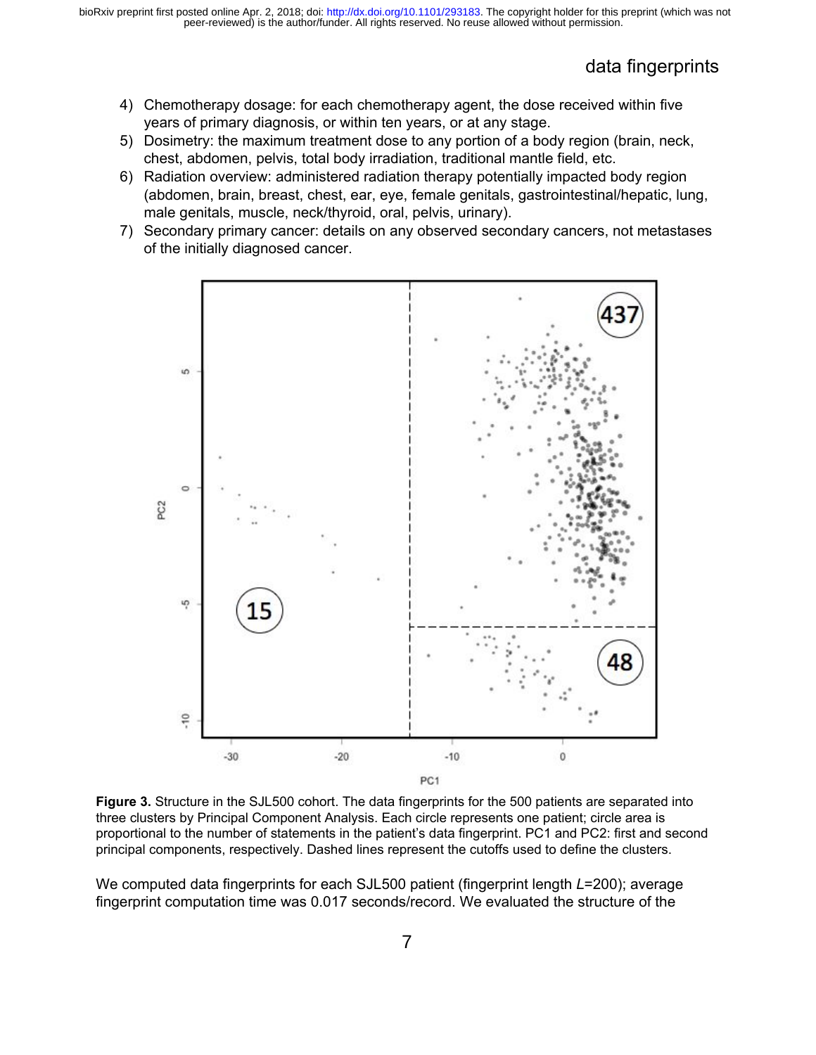4) Chemotherapy dosage: for each chemotherapy agent, the dose received within five years of primary diagnosis, or within ten years, or at any stage.
5) Dosimetry: the maximum treatment dose to any portion of a body region (brain, neck, chest, abdomen, pelvis, total body irradiation, traditional mantle field, etc.
6) Radiation overview: administered radiation therapy potentially impacted body region (abdomen, brain, breast, chest, ear, eye, female genitals, gastrointestinal/hepatic, lung, male genitals, muscle, neck/thyroid, oral, pelvis, urinary).
7) Secondary primary cancer: details on any observed secondary cancers, not metastases of the initially diagnosed cancer.

**Figure 3.** Structure in the SJL500 cohort. The data fingerprints for the 500 patients are separated into three clusters by Principal Component Analysis. Each circle represents one patient; circle area is proportional to the number of statements in the patient's data fingerprint. PC1 and PC2: first and second principal components, respectively. Dashed lines represent the cutoffs used to define the clusters.

We computed data fingerprints for each SJL500 patient (fingerprint length $L$=200); average fingerprint computation time was 0.017 seconds/record. We evaluated the structure of the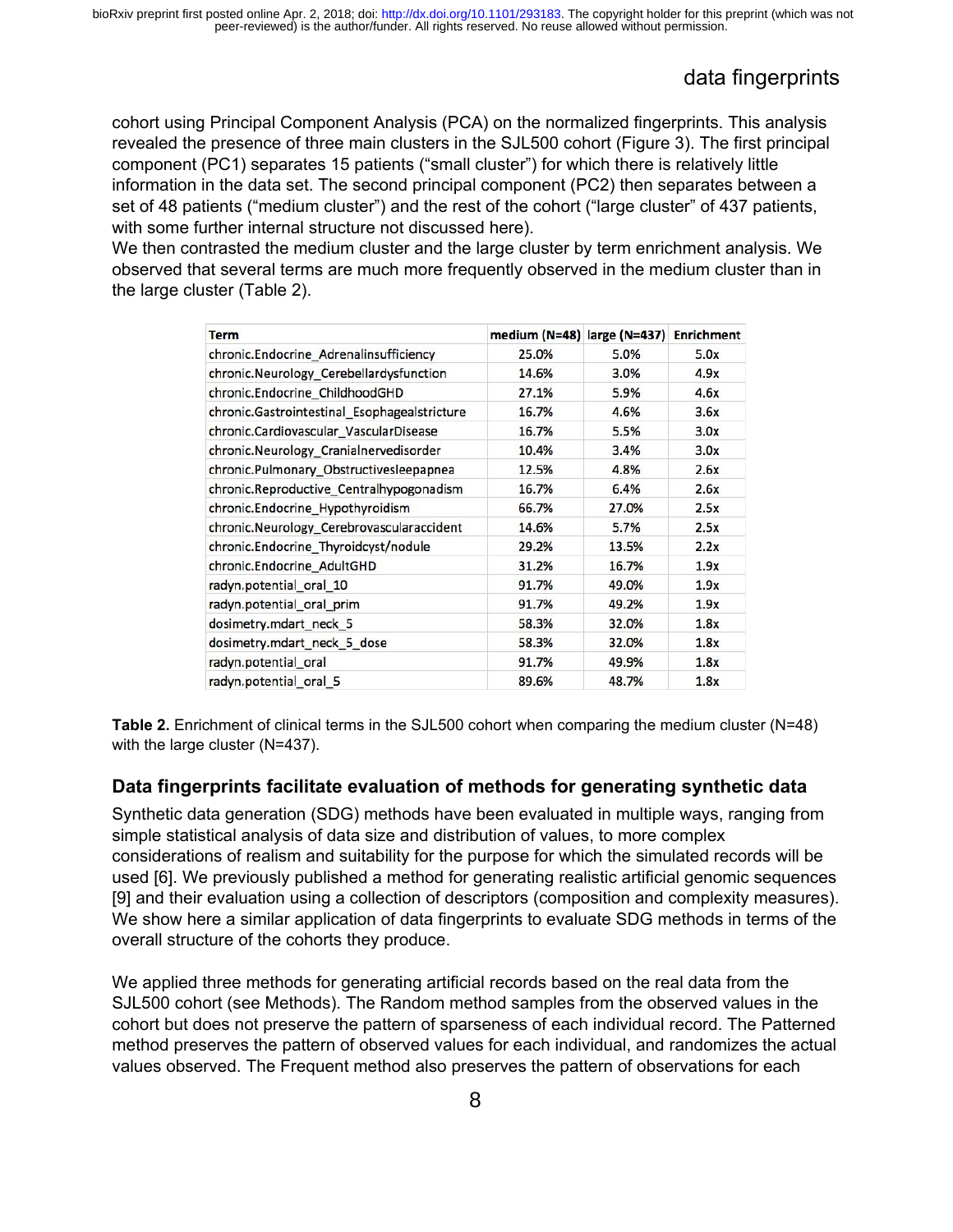cohort using Principal Component Analysis (PCA) on the normalized fingerprints. This analysis revealed the presence of three main clusters in the SJL500 cohort (Figure 3). The first principal component (PC1) separates 15 patients ("small cluster") for which there is relatively little information in the data set. The second principal component (PC2) then separates between a set of 48 patients ("medium cluster") and the rest of the cohort ("large cluster" of 437 patients, with some further internal structure not discussed here).

We then contrasted the medium cluster and the large cluster by term enrichment analysis. We observed that several terms are much more frequently observed in the medium cluster than in the large cluster (Table 2).

| Term | medium (N=48) | large (N=437) | Enrichment |
|---|---|---|---|
| chronic.Endocrine_Adrenalinsufficiency | 25.0% | 5.0% | 5.0x |
| chronic.Neurology_Cerebellardysfunction | 14.6% | 3.0% | 4.9x |
| chronic.Endocrine_ChildhoodGHD | 27.1% | 5.9% | 4.6x |
| chronic.Gastrointestinal_Esophagealstricture | 16.7% | 4.6% | 3.6x |
| chronic.Cardiovascular_VascularDisease | 16.7% | 5.5% | 3.0x |
| chronic.Neurology_Cranialnervedisorder | 10.4% | 3.4% | 3.0x |
| chronic.Pulmonary_Obstructivesleepapnea | 12.5% | 4.8% | 2.6x |
| chronic.Reproductive_Centralhypogonadism | 16.7% | 6.4% | 2.6x |
| chronic.Endocrine_Hypothyroidism | 66.7% | 27.0% | 2.5x |
| chronic.Neurology_Cerebrovascularaccident | 14.6% | 5.7% | 2.5x |
| chronic.Endocrine_Thyroidcyst/nodule | 29.2% | 13.5% | 2.2x |
| chronic.Endocrine_AdultGHD | 31.2% | 16.7% | 1.9x |
| radyn.potential_oral_10 | 91.7% | 49.0% | 1.9x |
| radyn.potential_oral_prim | 91.7% | 49.2% | 1.9x |
| dosimetry.mdart_neck_5 | 58.3% | 32.0% | 1.8x |
| dosimetry.mdart_neck_5_dose | 58.3% | 32.0% | 1.8x |
| radyn.potential_oral | 91.7% | 49.9% | 1.8x |
| radyn.potential_oral_5 | 89.6% | 48.7% | 1.8x |

**Table 2.** Enrichment of clinical terms in the SJL500 cohort when comparing the medium cluster (N=48) with the large cluster (N=437).

### Data fingerprints facilitate evaluation of methods for generating synthetic data

Synthetic data generation (SDG) methods have been evaluated in multiple ways, ranging from simple statistical analysis of data size and distribution of values, to more complex considerations of realism and suitability for the purpose for which the simulated records will be used [6]. We previously published a method for generating realistic artificial genomic sequences [9] and their evaluation using a collection of descriptors (composition and complexity measures). We show here a similar application of data fingerprints to evaluate SDG methods in terms of the overall structure of the cohorts they produce.

We applied three methods for generating artificial records based on the real data from the SJL500 cohort (see Methods). The Random method samples from the observed values in the cohort but does not preserve the pattern of sparseness of each individual record. The Patterned method preserves the pattern of observed values for each individual, and randomizes the actual values observed. The Frequent method also preserves the pattern of observations for each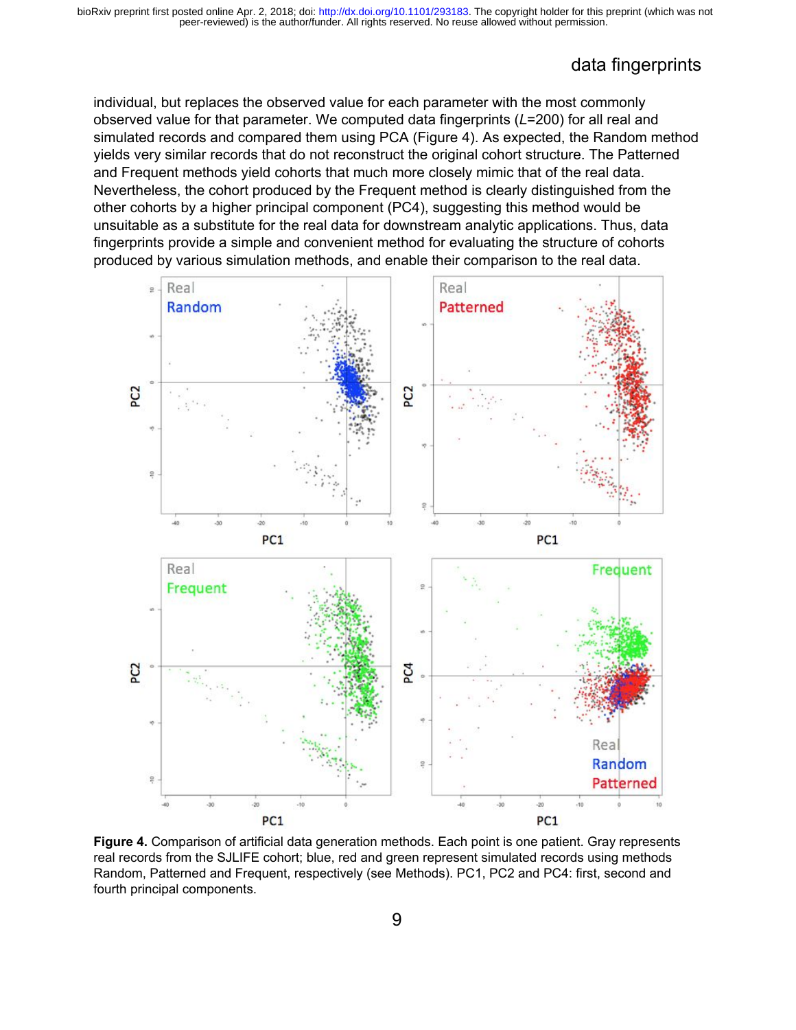individual, but replaces the observed value for each parameter with the most commonly observed value for that parameter. We computed data fingerprints ($L$=200) for all real and simulated records and compared them using PCA (Figure 4). As expected, the Random method yields very similar records that do not reconstruct the original cohort structure. The Patterned and Frequent methods yield cohorts that much more closely mimic that of the real data. Nevertheless, the cohort produced by the Frequent method is clearly distinguished from the other cohorts by a higher principal component (PC4), suggesting this method would be unsuitable as a substitute for the real data for downstream analytic applications. Thus, data fingerprints provide a simple and convenient method for evaluating the structure of cohorts produced by various simulation methods, and enable their comparison to the real data.

**Figure 4.** Comparison of artificial data generation methods. Each point is one patient. Gray represents real records from the SJLIFE cohort; blue, red and green represent simulated records using methods Random, Patterned and Frequent, respectively (see Methods). PC1, PC2 and PC4: first, second and fourth principal components.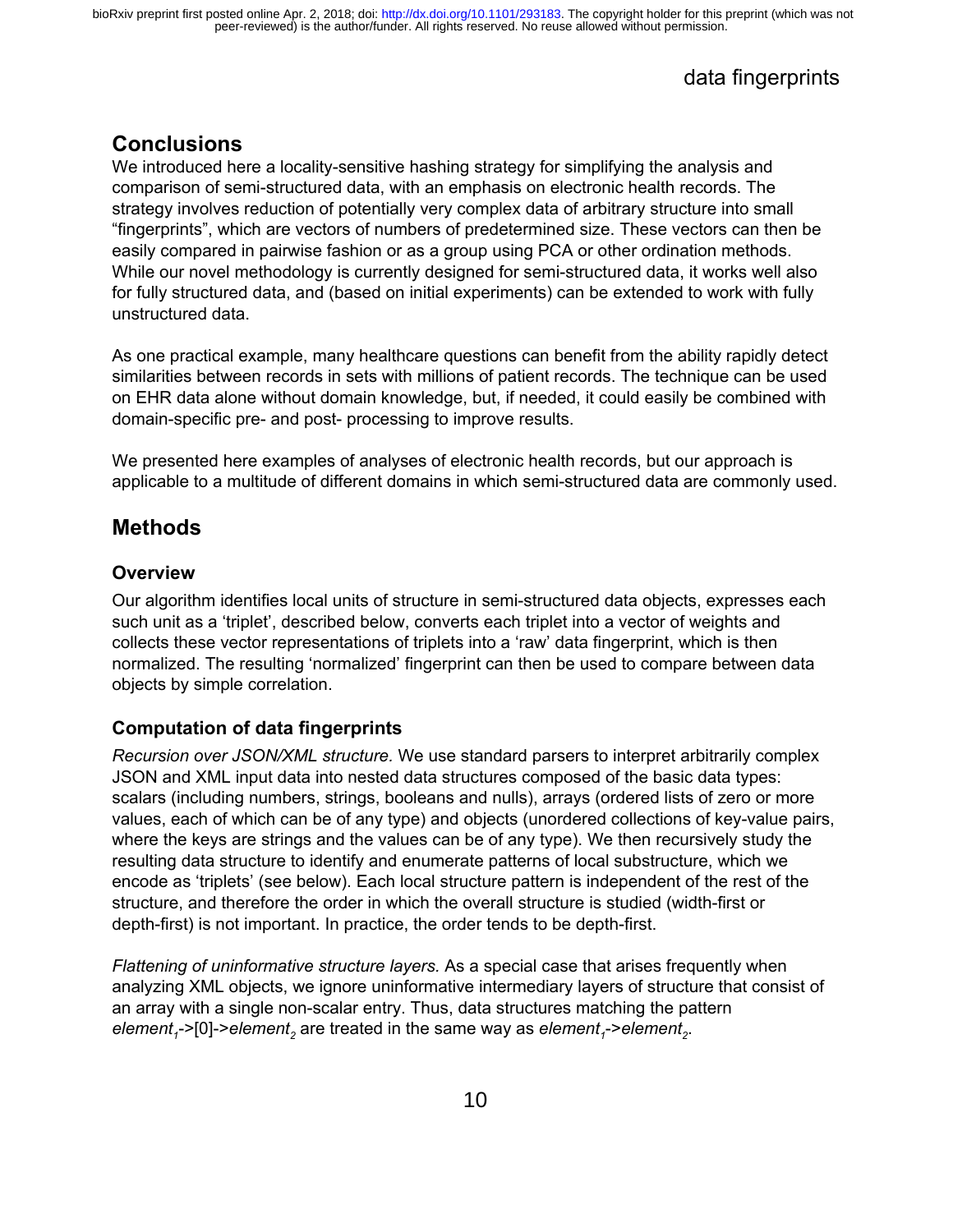## Conclusions

We introduced here a locality-sensitive hashing strategy for simplifying the analysis and comparison of semi-structured data, with an emphasis on electronic health records. The strategy involves reduction of potentially very complex data of arbitrary structure into small "fingerprints", which are vectors of numbers of predetermined size. These vectors can then be easily compared in pairwise fashion or as a group using PCA or other ordination methods. While our novel methodology is currently designed for semi-structured data, it works well also for fully structured data, and (based on initial experiments) can be extended to work with fully unstructured data.

As one practical example, many healthcare questions can benefit from the ability rapidly detect similarities between records in sets with millions of patient records. The technique can be used on EHR data alone without domain knowledge, but, if needed, it could easily be combined with domain-specific pre- and post- processing to improve results.

We presented here examples of analyses of electronic health records, but our approach is applicable to a multitude of different domains in which semi-structured data are commonly used.

## Methods

### Overview

Our algorithm identifies local units of structure in semi-structured data objects, expresses each such unit as a 'triplet', described below, converts each triplet into a vector of weights and collects these vector representations of triplets into a 'raw' data fingerprint, which is then normalized. The resulting 'normalized' fingerprint can then be used to compare between data objects by simple correlation.

### Computation of data fingerprints

*Recursion over JSON/XML structure.* We use standard parsers to interpret arbitrarily complex JSON and XML input data into nested data structures composed of the basic data types: scalars (including numbers, strings, booleans and nulls), arrays (ordered lists of zero or more values, each of which can be of any type) and objects (unordered collections of key-value pairs, where the keys are strings and the values can be of any type). We then recursively study the resulting data structure to identify and enumerate patterns of local substructure, which we encode as 'triplets' (see below). Each local structure pattern is independent of the rest of the structure, and therefore the order in which the overall structure is studied (width-first or depth-first) is not important. In practice, the order tends to be depth-first.

*Flattening of uninformative structure layers.* As a special case that arises frequently when analyzing XML objects, we ignore uninformative intermediary layers of structure that consist of an array with a single non-scalar entry. Thus, data structures matching the pattern $element_1$->[0]->$element_2$ are treated in the same way as $element_1$->$element_2$.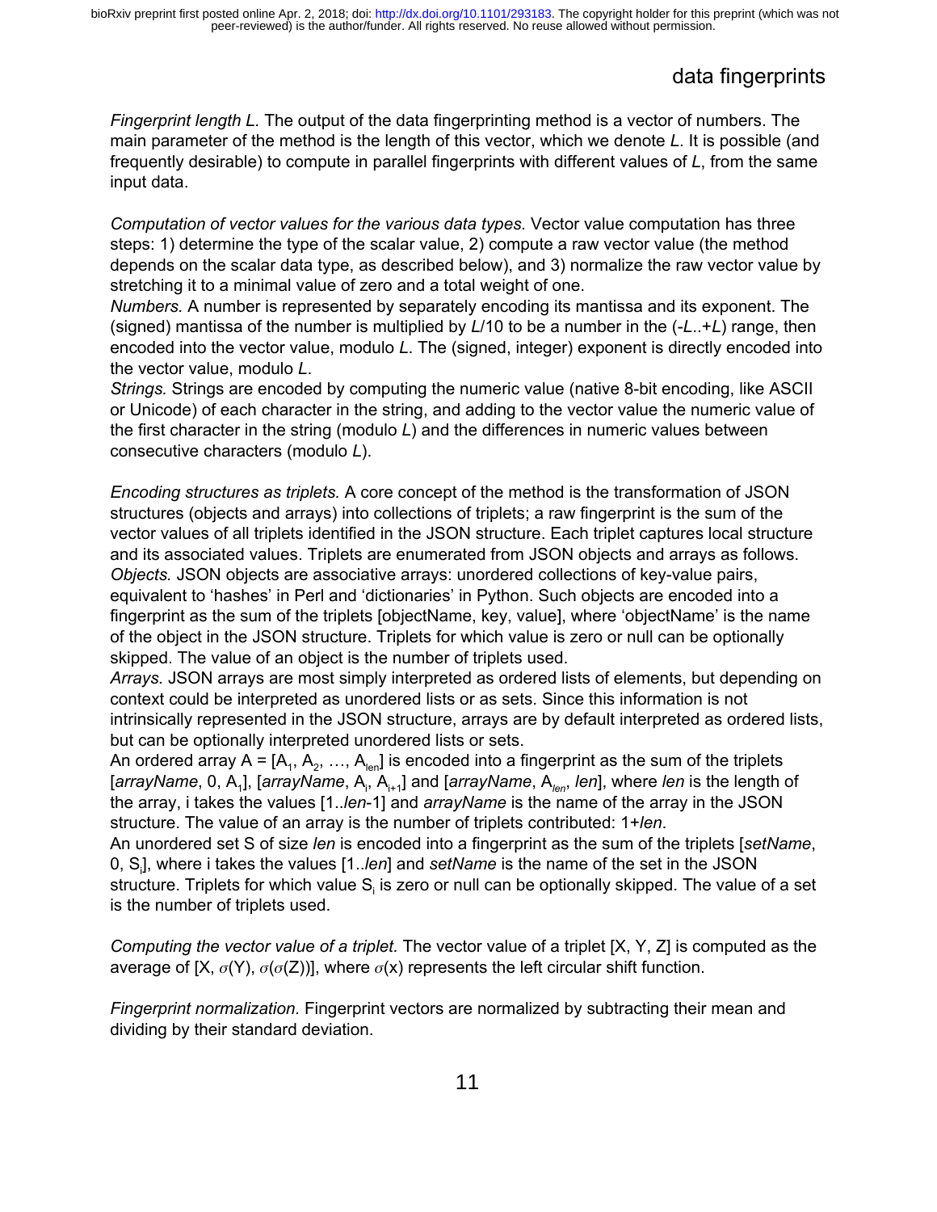*Fingerprint length L.* The output of the data fingerprinting method is a vector of numbers. The main parameter of the method is the length of this vector, which we denote $L$. It is possible (and frequently desirable) to compute in parallel fingerprints with different values of $L$, from the same input data.

*Computation of vector values for the various data types.* Vector value computation has three steps: 1) determine the type of the scalar value, 2) compute a raw vector value (the method depends on the scalar data type, as described below), and 3) normalize the raw vector value by stretching it to a minimal value of zero and a total weight of one.

*Numbers.* A number is represented by separately encoding its mantissa and its exponent. The (signed) mantissa of the number is multiplied by $L/10$ to be a number in the ($-L..+L$) range, then encoded into the vector value, modulo $L$. The (signed, integer) exponent is directly encoded into the vector value, modulo $L$.

*Strings.* Strings are encoded by computing the numeric value (native 8-bit encoding, like ASCII or Unicode) of each character in the string, and adding to the vector value the numeric value of the first character in the string (modulo $L$) and the differences in numeric values between consecutive characters (modulo $L$).

*Encoding structures as triplets.* A core concept of the method is the transformation of JSON structures (objects and arrays) into collections of triplets; a raw fingerprint is the sum of the vector values of all triplets identified in the JSON structure. Each triplet captures local structure and its associated values. Triplets are enumerated from JSON objects and arrays as follows.

*Objects.* JSON objects are associative arrays: unordered collections of key-value pairs, equivalent to 'hashes' in Perl and 'dictionaries' in Python. Such objects are encoded into a fingerprint as the sum of the triplets [objectName, key, value], where 'objectName' is the name of the object in the JSON structure. Triplets for which value is zero or null can be optionally skipped. The value of an object is the number of triplets used.

*Arrays.* JSON arrays are most simply interpreted as ordered lists of elements, but depending on context could be interpreted as unordered lists or as sets. Since this information is not intrinsically represented in the JSON structure, arrays are by default interpreted as ordered lists, but can be optionally interpreted unordered lists or sets.

An ordered array $A = [A_1, A_2, \ldots, A_{len}]$ is encoded into a fingerprint as the sum of the triplets [*arrayName*, 0, $A_1$], [*arrayName*, $A_i$, $A_{i+1}$] and [*arrayName*, $A_{len}$, *len*], where *len* is the length of the array, i takes the values [1..*len*-1] and *arrayName* is the name of the array in the JSON structure. The value of an array is the number of triplets contributed: 1+*len*.

An unordered set S of size *len* is encoded into a fingerprint as the sum of the triplets [*setName*, 0, $S_i$], where i takes the values [1..*len*] and *setName* is the name of the set in the JSON structure. Triplets for which value $S_i$ is zero or null can be optionally skipped. The value of a set is the number of triplets used.

*Computing the vector value of a triplet.* The vector value of a triplet [X, Y, Z] is computed as the average of [X, $\sigma(Y)$, $\sigma(\sigma(Z))$], where $\sigma(x)$ represents the left circular shift function.

*Fingerprint normalization.* Fingerprint vectors are normalized by subtracting their mean and dividing by their standard deviation.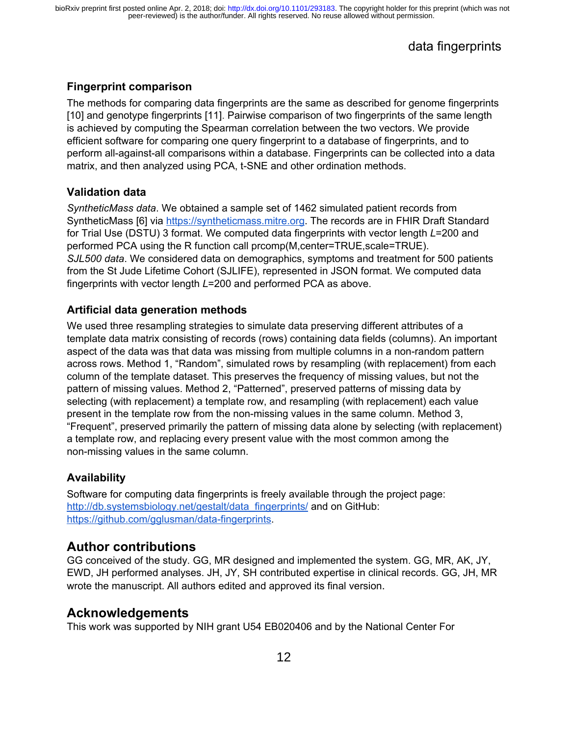### Fingerprint comparison

The methods for comparing data fingerprints are the same as described for genome fingerprints [10] and genotype fingerprints [11]. Pairwise comparison of two fingerprints of the same length is achieved by computing the Spearman correlation between the two vectors. We provide efficient software for comparing one query fingerprint to a database of fingerprints, and to perform all-against-all comparisons within a database. Fingerprints can be collected into a data matrix, and then analyzed using PCA, t-SNE and other ordination methods.

### Validation data

*SyntheticMass data*. We obtained a sample set of 1462 simulated patient records from SyntheticMass [6] via https://syntheticmass.mitre.org. The records are in FHIR Draft Standard for Trial Use (DSTU) 3 format. We computed data fingerprints with vector length $L$=200 and performed PCA using the R function call prcomp(M,center=TRUE,scale=TRUE).
*SJL500 data*. We considered data on demographics, symptoms and treatment for 500 patients from the St Jude Lifetime Cohort (SJLIFE), represented in JSON format. We computed data fingerprints with vector length $L$=200 and performed PCA as above.

### Artificial data generation methods

We used three resampling strategies to simulate data preserving different attributes of a template data matrix consisting of records (rows) containing data fields (columns). An important aspect of the data was that data was missing from multiple columns in a non-random pattern across rows. Method 1, "Random", simulated rows by resampling (with replacement) from each column of the template dataset. This preserves the frequency of missing values, but not the pattern of missing values. Method 2, "Patterned", preserved patterns of missing data by selecting (with replacement) a template row, and resampling (with replacement) each value present in the template row from the non-missing values in the same column. Method 3, "Frequent", preserved primarily the pattern of missing data alone by selecting (with replacement) a template row, and replacing every present value with the most common among the non-missing values in the same column.

### Availability

Software for computing data fingerprints is freely available through the project page: http://db.systemsbiology.net/gestalt/data_fingerprints/ and on GitHub: https://github.com/gglusman/data-fingerprints.

## Author contributions

GG conceived of the study. GG, MR designed and implemented the system. GG, MR, AK, JY, EWD, JH performed analyses. JH, JY, SH contributed expertise in clinical records. GG, JH, MR wrote the manuscript. All authors edited and approved its final version.

## Acknowledgements

This work was supported by NIH grant U54 EB020406 and by the National Center For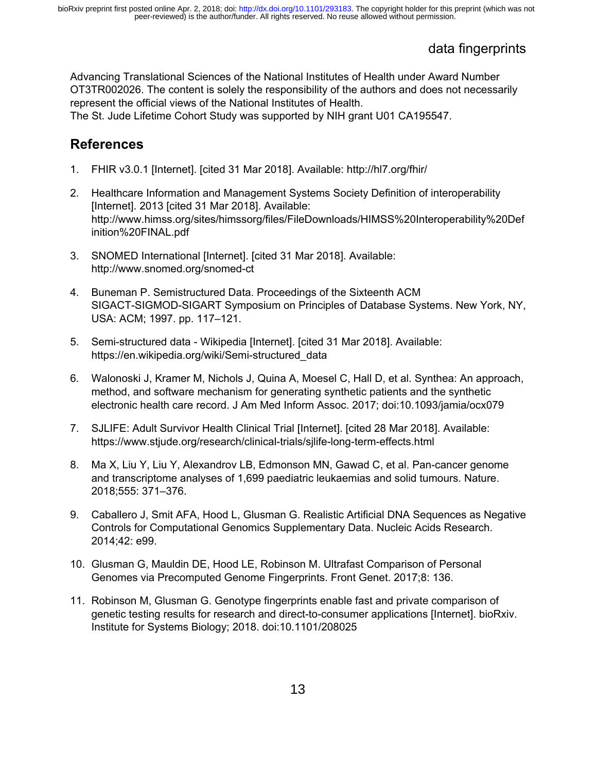Advancing Translational Sciences of the National Institutes of Health under Award Number OT3TR002026. The content is solely the responsibility of the authors and does not necessarily represent the official views of the National Institutes of Health.
The St. Jude Lifetime Cohort Study was supported by NIH grant U01 CA195547.

## References

1. FHIR v3.0.1 [Internet]. [cited 31 Mar 2018]. Available: http://hl7.org/fhir/

2. Healthcare Information and Management Systems Society Definition of interoperability [Internet]. 2013 [cited 31 Mar 2018]. Available: http://www.himss.org/sites/himssorg/files/FileDownloads/HIMSS%20Interoperability%20Definition%20FINAL.pdf

3. SNOMED International [Internet]. [cited 31 Mar 2018]. Available: http://www.snomed.org/snomed-ct

4. Buneman P. Semistructured Data. Proceedings of the Sixteenth ACM SIGACT-SIGMOD-SIGART Symposium on Principles of Database Systems. New York, NY, USA: ACM; 1997. pp. 117–121.

5. Semi-structured data - Wikipedia [Internet]. [cited 31 Mar 2018]. Available: https://en.wikipedia.org/wiki/Semi-structured_data

6. Walonoski J, Kramer M, Nichols J, Quina A, Moesel C, Hall D, et al. Synthea: An approach, method, and software mechanism for generating synthetic patients and the synthetic electronic health care record. J Am Med Inform Assoc. 2017; doi:10.1093/jamia/ocx079

7. SJLIFE: Adult Survivor Health Clinical Trial [Internet]. [cited 28 Mar 2018]. Available: https://www.stjude.org/research/clinical-trials/sjlife-long-term-effects.html

8. Ma X, Liu Y, Liu Y, Alexandrov LB, Edmonson MN, Gawad C, et al. Pan-cancer genome and transcriptome analyses of 1,699 paediatric leukaemias and solid tumours. Nature. 2018;555: 371–376.

9. Caballero J, Smit AFA, Hood L, Glusman G. Realistic Artificial DNA Sequences as Negative Controls for Computational Genomics Supplementary Data. Nucleic Acids Research. 2014;42: e99.

10. Glusman G, Mauldin DE, Hood LE, Robinson M. Ultrafast Comparison of Personal Genomes via Precomputed Genome Fingerprints. Front Genet. 2017;8: 136.

11. Robinson M, Glusman G. Genotype fingerprints enable fast and private comparison of genetic testing results for research and direct-to-consumer applications [Internet]. bioRxiv. Institute for Systems Biology; 2018. doi:10.1101/208025